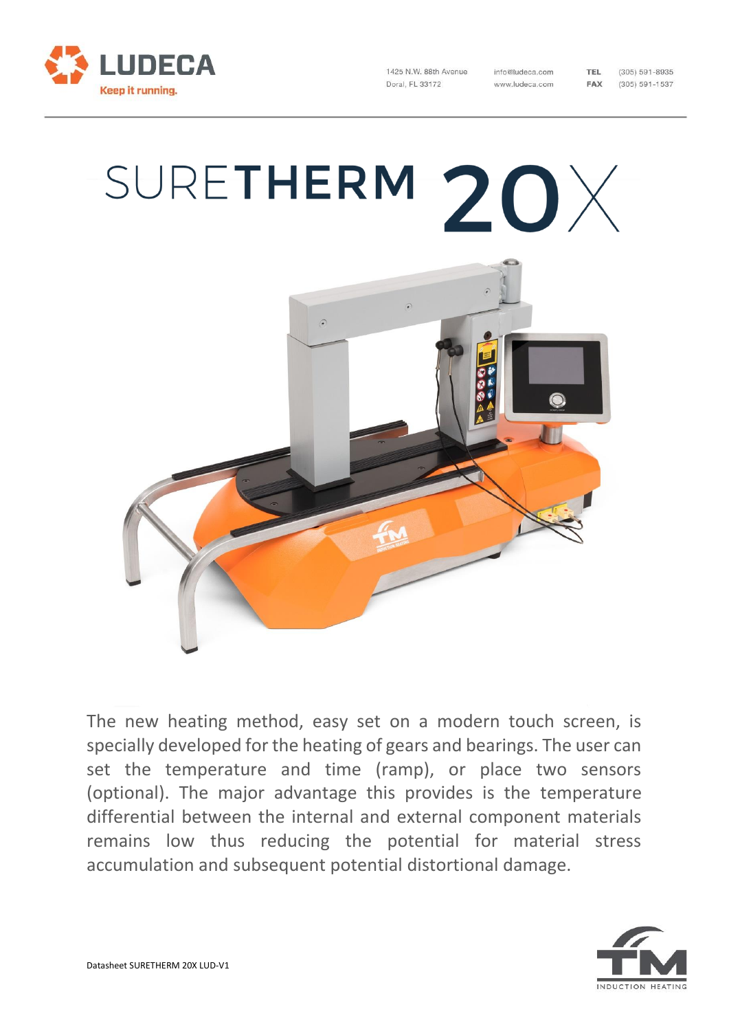LUDECA
Keep it running.

1425 N.W. 88th Avenue
Doral, FL 33172

info@ludeca.com
www.ludeca.com

TEL (305) 591-8935
FAX (305) 591-1537

# SURETHERM 20X

The new heating method, easy set on a modern touch screen, is specially developed for the heating of gears and bearings. The user can set the temperature and time (ramp), or place two sensors (optional). The major advantage this provides is the temperature differential between the internal and external component materials remains low thus reducing the potential for material stress accumulation and subsequent potential distortional damage.

Datasheet SURETHERM 20X LUD-V1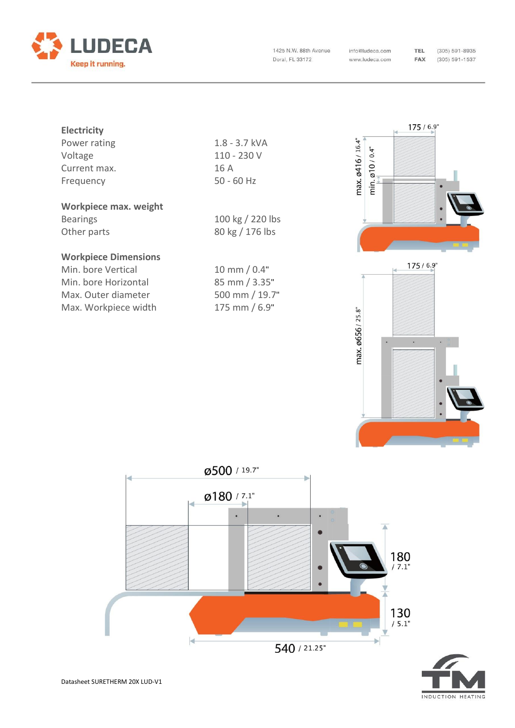**Electricity**

| | |
|---|---|
| Power rating | 1.8 - 3.7 kVA |
| Voltage | 110 - 230 V |
| Current max. | 16 A |
| Frequency | 50 - 60 Hz |

**Workpiece max. weight**

| | |
|---|---|
| Bearings | 100 kg / 220 lbs |
| Other parts | 80 kg / 176 lbs |

**Workpiece Dimensions**

| | |
|---|---|
| Min. bore Vertical | 10 mm / 0.4" |
| Min. bore Horizontal | 85 mm / 3.35" |
| Max. Outer diameter | 500 mm / 19.7" |
| Max. Workpiece width | 175 mm / 6.9" |

175 / 6.9"

max. ø416 / 16.4"

min. ø10 / 0.4"

175 / 6.9"

max. ø656 / 25.8"

ø500 / 19.7"

ø180 / 7.1"

180 / 7.1"

130 / 5.1"

540 / 21.25"

Datasheet SURETHERM 20X LUD-V1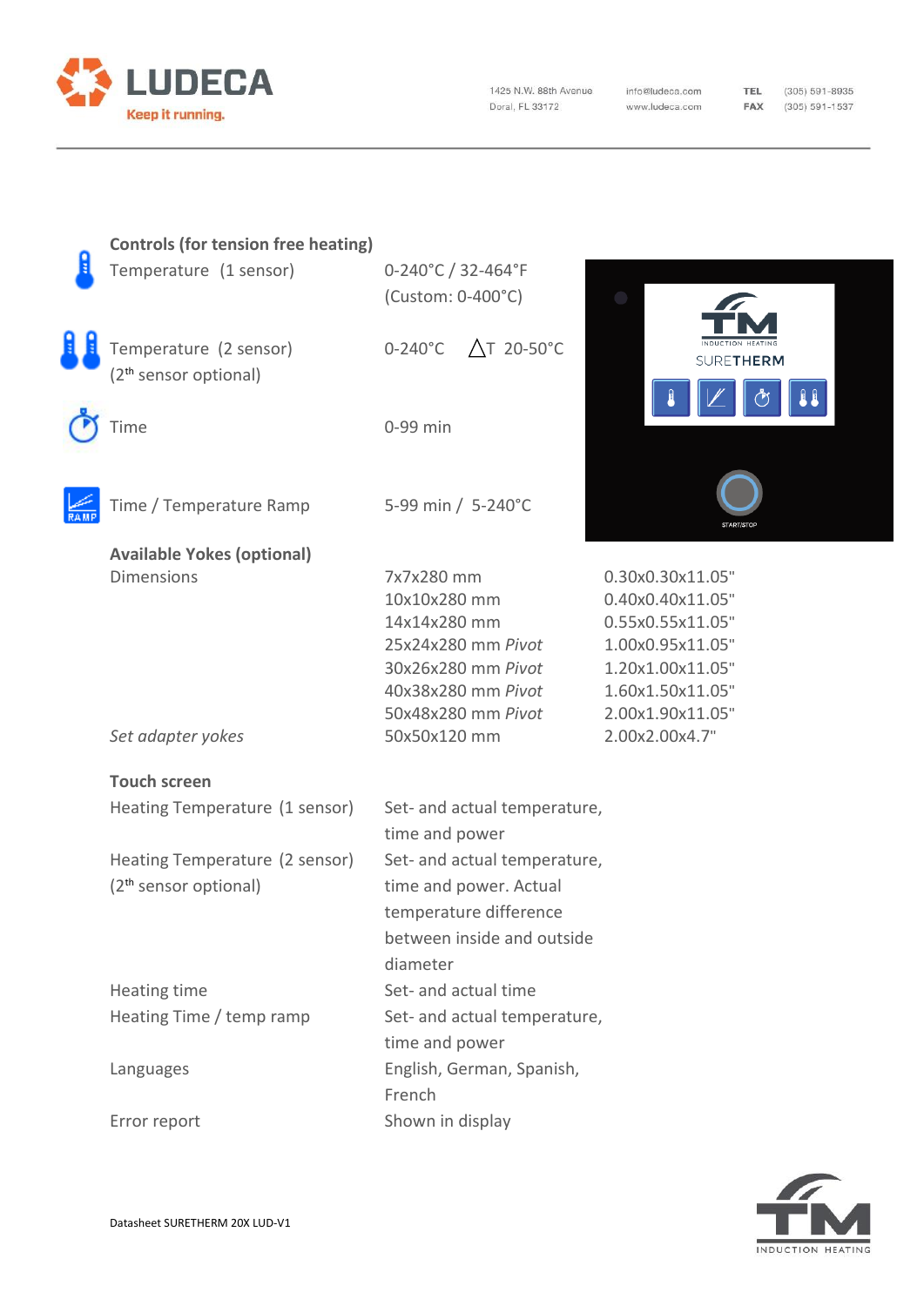**Controls (for tension free heating)**

| | |
|---|---|
| Temperature (1 sensor) | 0-240°C / 32-464°F (Custom: 0-400°C) |
| Temperature (2 sensor) (2th sensor optional) | 0-240°C   △T 20-50°C |
| Time | 0-99 min |
| Time / Temperature Ramp | 5-99 min / 5-240°C |

**Available Yokes (optional)**

| | | |
|---|---|---|
| Dimensions | 7x7x280 mm | 0.30x0.30x11.05" |
| | 10x10x280 mm | 0.40x0.40x11.05" |
| | 14x14x280 mm | 0.55x0.55x11.05" |
| | 25x24x280 mm *Pivot* | 1.00x0.95x11.05" |
| | 30x26x280 mm *Pivot* | 1.20x1.00x11.05" |
| | 40x38x280 mm *Pivot* | 1.60x1.50x11.05" |
| | 50x48x280 mm *Pivot* | 2.00x1.90x11.05" |
| *Set adapter yokes* | 50x50x120 mm | 2.00x2.00x4.7" |

**Touch screen**

| | |
|---|---|
| Heating Temperature (1 sensor) | Set- and actual temperature, time and power |
| Heating Temperature (2 sensor) (2th sensor optional) | Set- and actual temperature, time and power. Actual temperature difference between inside and outside diameter |
| Heating time | Set- and actual time |
| Heating Time / temp ramp | Set- and actual temperature, time and power |
| Languages | English, German, Spanish, French |
| Error report | Shown in display |

Datasheet SURETHERM 20X LUD-V1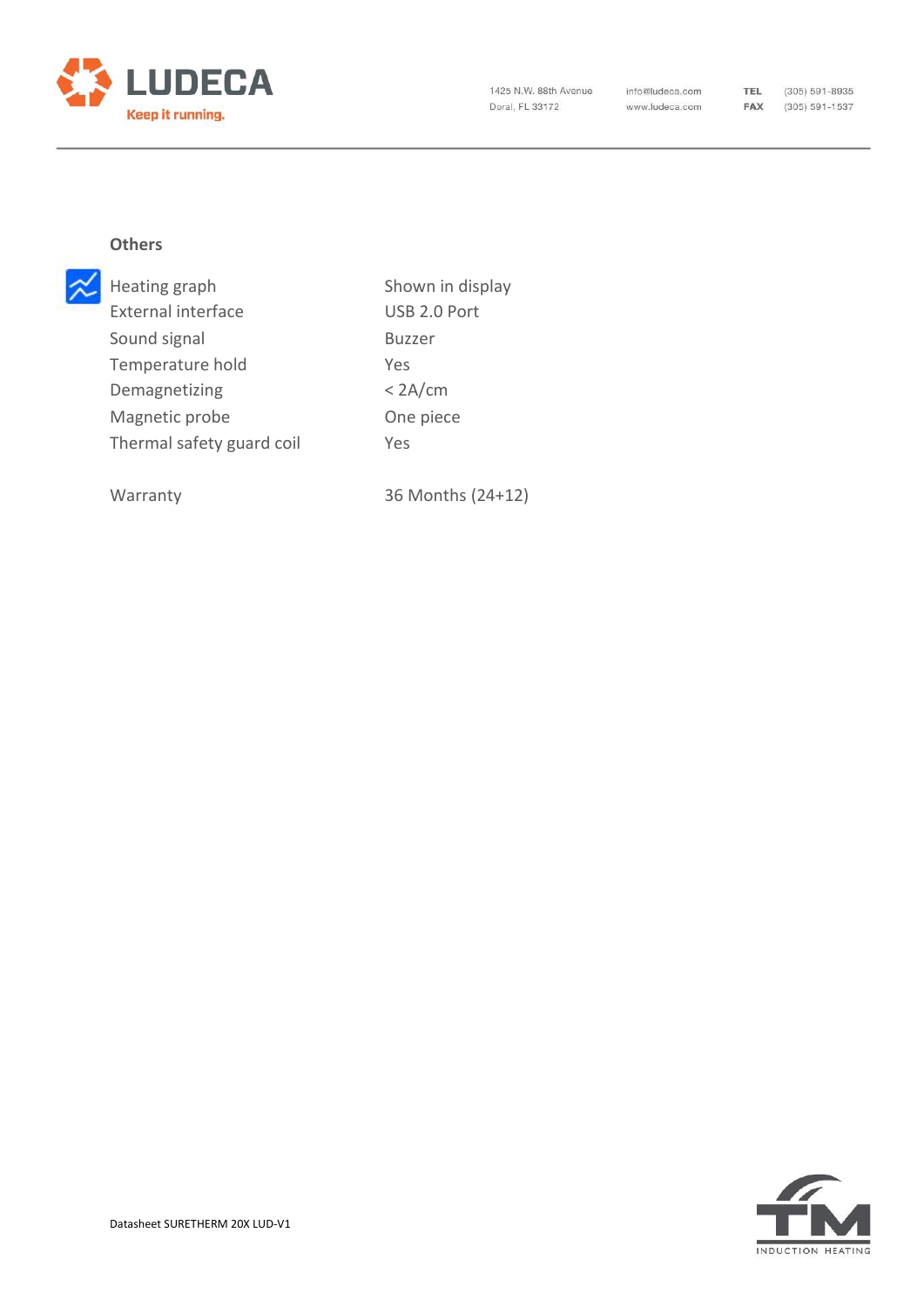## Others

| | |
|---|---|
| Heating graph | Shown in display |
| External interface | USB 2.0 Port |
| Sound signal | Buzzer |
| Temperature hold | Yes |
| Demagnetizing | < 2A/cm |
| Magnetic probe | One piece |
| Thermal safety guard coil | Yes |
| | |
| Warranty | 36 Months (24+12) |